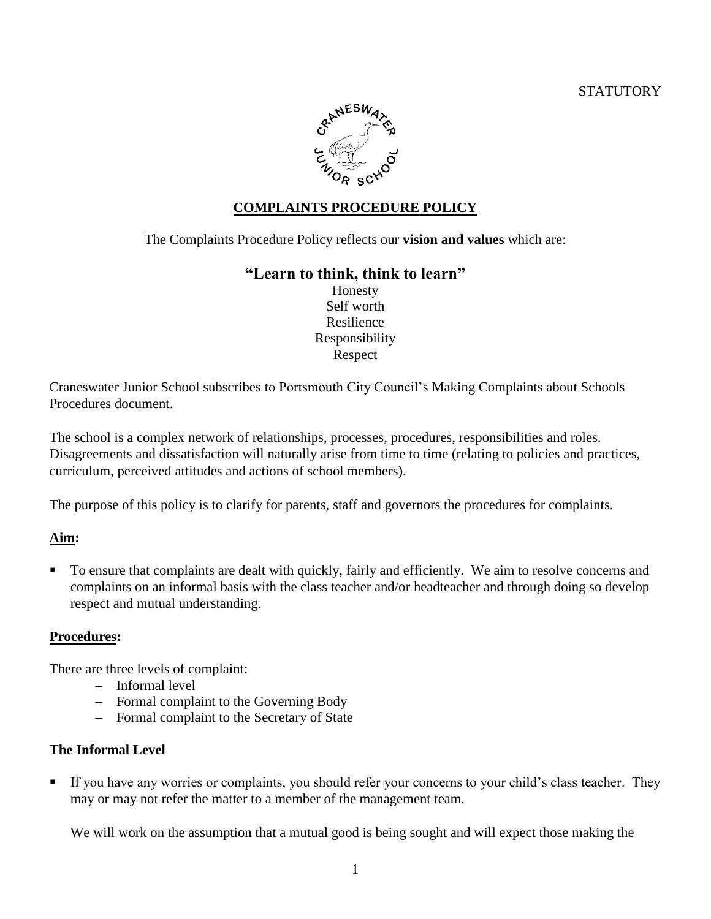STATUTORY

# COMPLAINTS PROCEDURE POLICY

The Complaints Procedure Policy reflects our **vision and values** which are:

**"Learn to think, think to learn"**

Honesty
Self worth
Resilience
Responsibility
Respect

Craneswater Junior School subscribes to Portsmouth City Council's Making Complaints about Schools Procedures document.

The school is a complex network of relationships, processes, procedures, responsibilities and roles. Disagreements and dissatisfaction will naturally arise from time to time (relating to policies and practices, curriculum, perceived attitudes and actions of school members).

The purpose of this policy is to clarify for parents, staff and governors the procedures for complaints.

## Aim:

- To ensure that complaints are dealt with quickly, fairly and efficiently. We aim to resolve concerns and complaints on an informal basis with the class teacher and/or headteacher and through doing so develop respect and mutual understanding.

## Procedures:

There are three levels of complaint:

- Informal level
- Formal complaint to the Governing Body
- Formal complaint to the Secretary of State

### The Informal Level

- If you have any worries or complaints, you should refer your concerns to your child's class teacher. They may or may not refer the matter to a member of the management team.

  We will work on the assumption that a mutual good is being sought and will expect those making the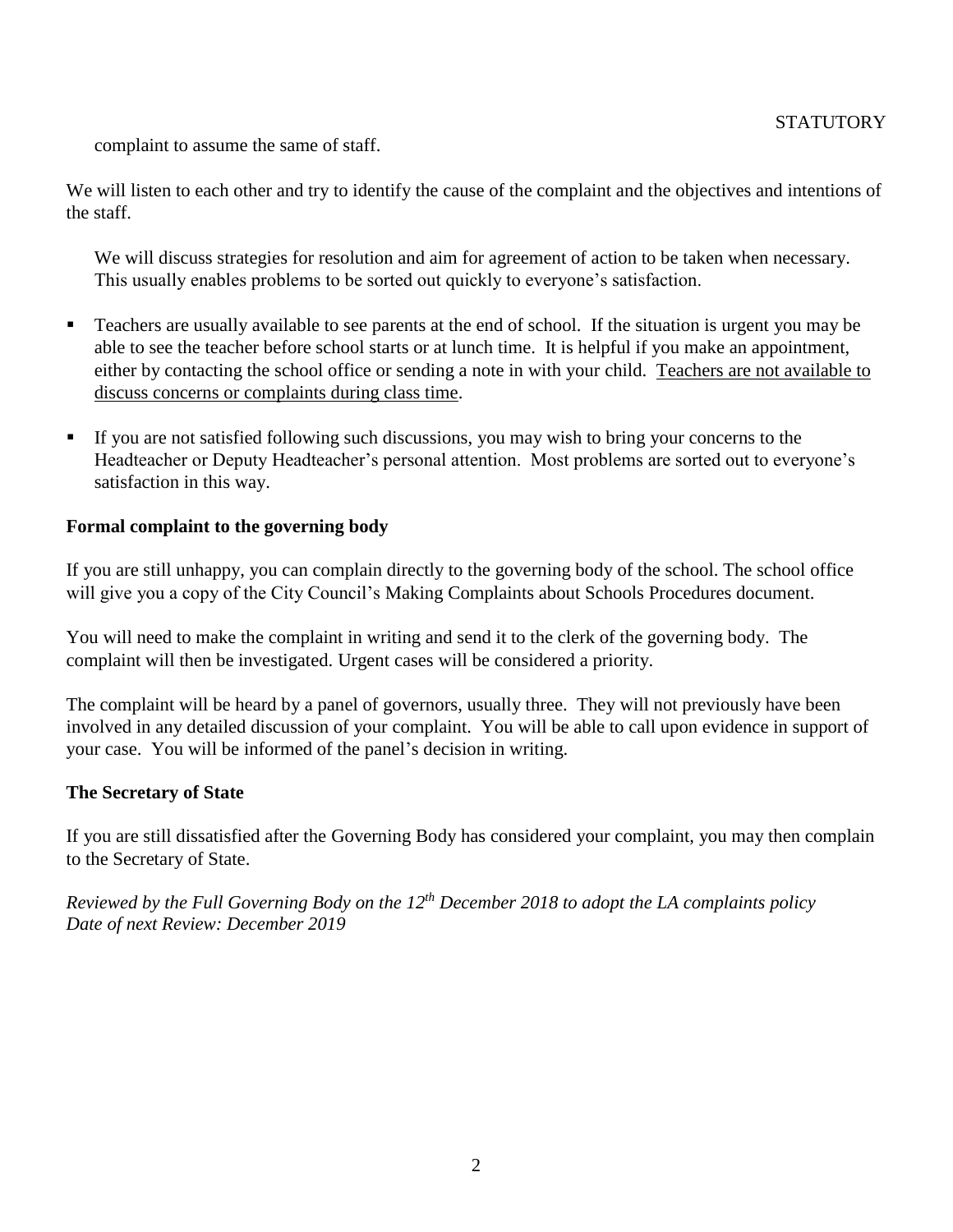complaint to assume the same of staff.

We will listen to each other and try to identify the cause of the complaint and the objectives and intentions of the staff.

We will discuss strategies for resolution and aim for agreement of action to be taken when necessary. This usually enables problems to be sorted out quickly to everyone's satisfaction.

- Teachers are usually available to see parents at the end of school. If the situation is urgent you may be able to see the teacher before school starts or at lunch time. It is helpful if you make an appointment, either by contacting the school office or sending a note in with your child. Teachers are not available to discuss concerns or complaints during class time.
- If you are not satisfied following such discussions, you may wish to bring your concerns to the Headteacher or Deputy Headteacher's personal attention. Most problems are sorted out to everyone's satisfaction in this way.

**Formal complaint to the governing body**

If you are still unhappy, you can complain directly to the governing body of the school. The school office will give you a copy of the City Council's Making Complaints about Schools Procedures document.

You will need to make the complaint in writing and send it to the clerk of the governing body. The complaint will then be investigated. Urgent cases will be considered a priority.

The complaint will be heard by a panel of governors, usually three. They will not previously have been involved in any detailed discussion of your complaint. You will be able to call upon evidence in support of your case. You will be informed of the panel's decision in writing.

**The Secretary of State**

If you are still dissatisfied after the Governing Body has considered your complaint, you may then complain to the Secretary of State.

*Reviewed by the Full Governing Body on the 12th December 2018 to adopt the LA complaints policy*
*Date of next Review: December 2019*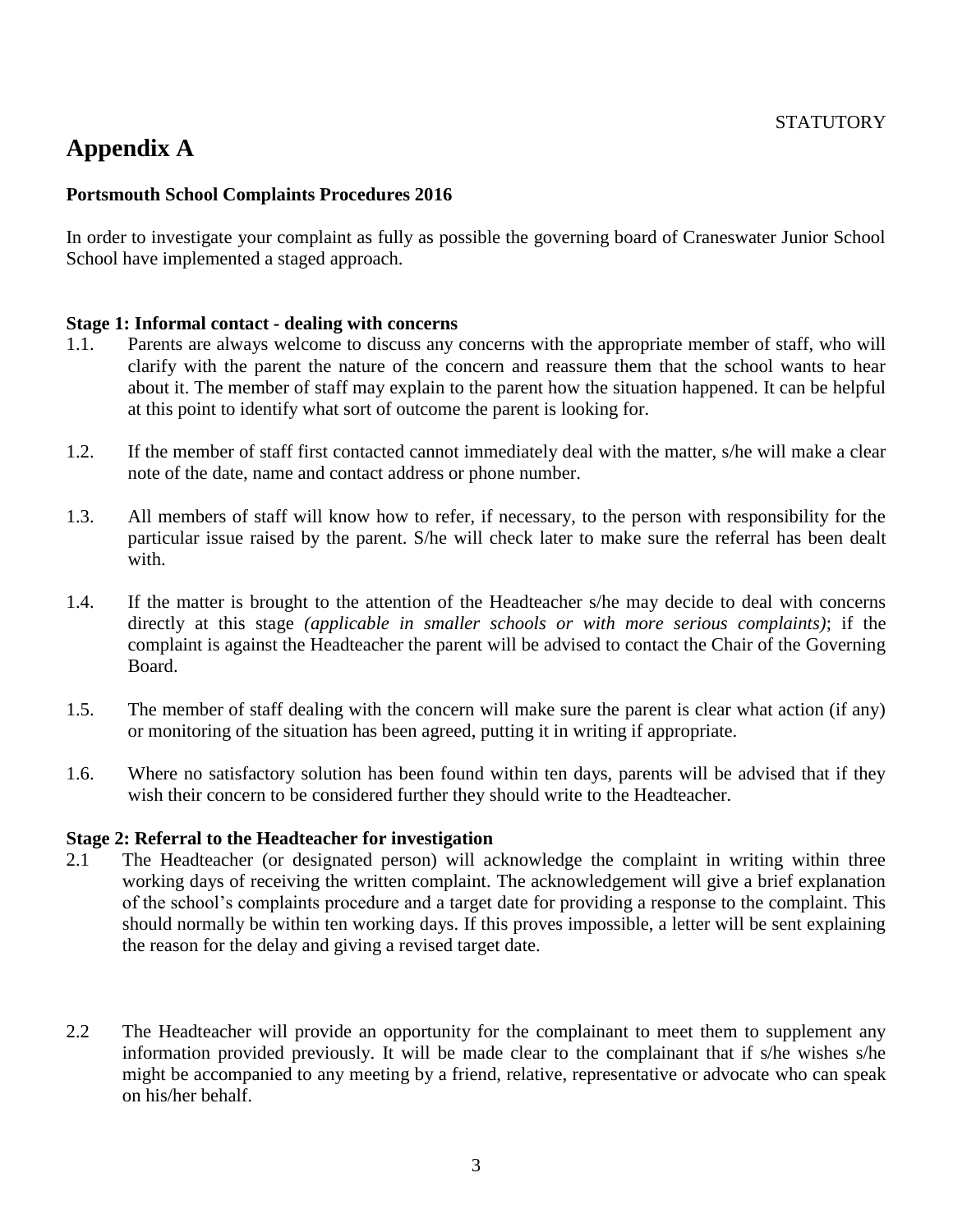STATUTORY

# Appendix A

**Portsmouth School Complaints Procedures 2016**

In order to investigate your complaint as fully as possible the governing board of Craneswater Junior School School have implemented a staged approach.

**Stage 1: Informal contact - dealing with concerns**

1.1. Parents are always welcome to discuss any concerns with the appropriate member of staff, who will clarify with the parent the nature of the concern and reassure them that the school wants to hear about it. The member of staff may explain to the parent how the situation happened. It can be helpful at this point to identify what sort of outcome the parent is looking for.

1.2. If the member of staff first contacted cannot immediately deal with the matter, s/he will make a clear note of the date, name and contact address or phone number.

1.3. All members of staff will know how to refer, if necessary, to the person with responsibility for the particular issue raised by the parent. S/he will check later to make sure the referral has been dealt with.

1.4. If the matter is brought to the attention of the Headteacher s/he may decide to deal with concerns directly at this stage *(applicable in smaller schools or with more serious complaints)*; if the complaint is against the Headteacher the parent will be advised to contact the Chair of the Governing Board.

1.5. The member of staff dealing with the concern will make sure the parent is clear what action (if any) or monitoring of the situation has been agreed, putting it in writing if appropriate.

1.6. Where no satisfactory solution has been found within ten days, parents will be advised that if they wish their concern to be considered further they should write to the Headteacher.

**Stage 2: Referral to the Headteacher for investigation**

2.1 The Headteacher (or designated person) will acknowledge the complaint in writing within three working days of receiving the written complaint. The acknowledgement will give a brief explanation of the school's complaints procedure and a target date for providing a response to the complaint. This should normally be within ten working days. If this proves impossible, a letter will be sent explaining the reason for the delay and giving a revised target date.

2.2 The Headteacher will provide an opportunity for the complainant to meet them to supplement any information provided previously. It will be made clear to the complainant that if s/he wishes s/he might be accompanied to any meeting by a friend, relative, representative or advocate who can speak on his/her behalf.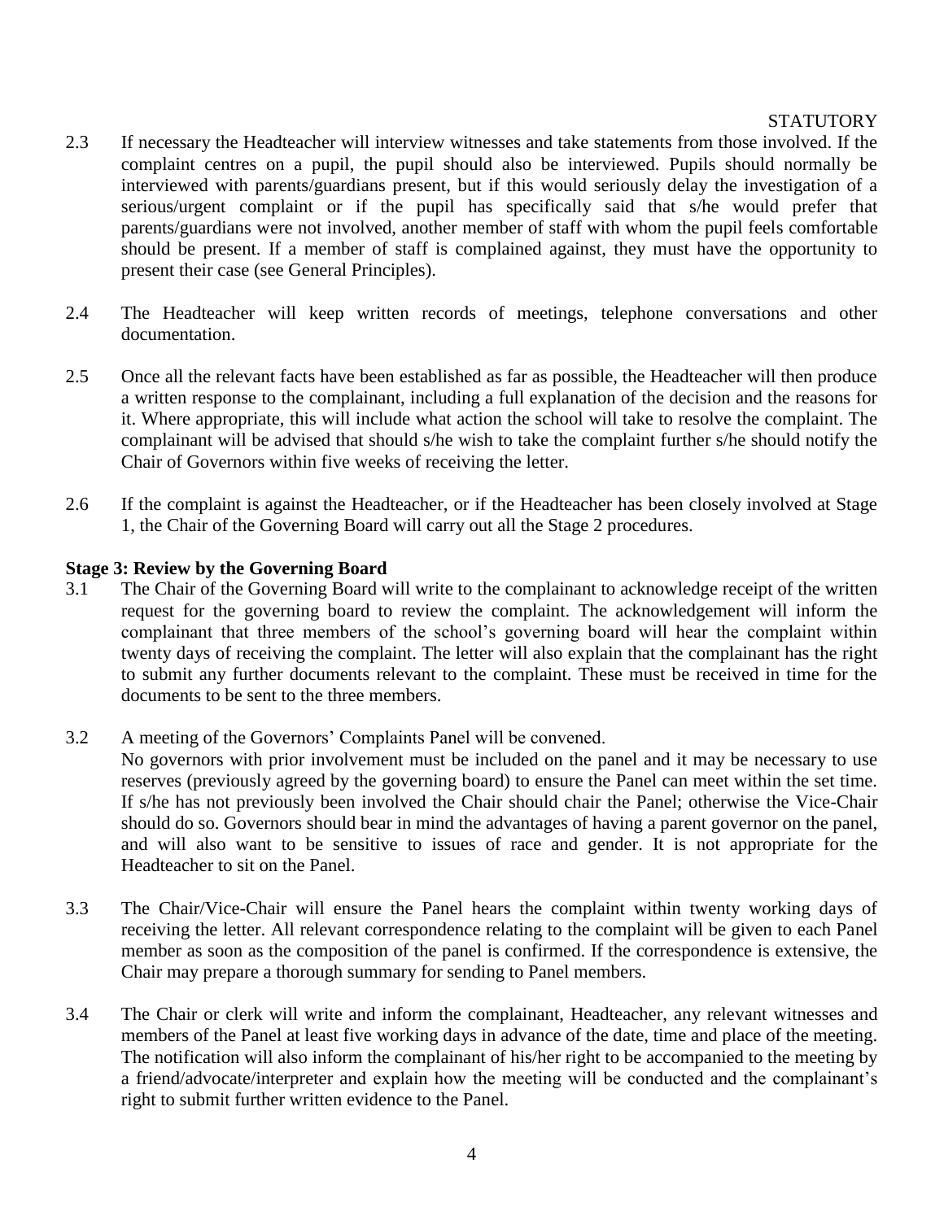2.3 If necessary the Headteacher will interview witnesses and take statements from those involved. If the complaint centres on a pupil, the pupil should also be interviewed. Pupils should normally be interviewed with parents/guardians present, but if this would seriously delay the investigation of a serious/urgent complaint or if the pupil has specifically said that s/he would prefer that parents/guardians were not involved, another member of staff with whom the pupil feels comfortable should be present. If a member of staff is complained against, they must have the opportunity to present their case (see General Principles).

2.4 The Headteacher will keep written records of meetings, telephone conversations and other documentation.

2.5 Once all the relevant facts have been established as far as possible, the Headteacher will then produce a written response to the complainant, including a full explanation of the decision and the reasons for it. Where appropriate, this will include what action the school will take to resolve the complaint. The complainant will be advised that should s/he wish to take the complaint further s/he should notify the Chair of Governors within five weeks of receiving the letter.

2.6 If the complaint is against the Headteacher, or if the Headteacher has been closely involved at Stage 1, the Chair of the Governing Board will carry out all the Stage 2 procedures.

**Stage 3: Review by the Governing Board**

3.1 The Chair of the Governing Board will write to the complainant to acknowledge receipt of the written request for the governing board to review the complaint. The acknowledgement will inform the complainant that three members of the school's governing board will hear the complaint within twenty days of receiving the complaint. The letter will also explain that the complainant has the right to submit any further documents relevant to the complaint. These must be received in time for the documents to be sent to the three members.

3.2 A meeting of the Governors' Complaints Panel will be convened.
No governors with prior involvement must be included on the panel and it may be necessary to use reserves (previously agreed by the governing board) to ensure the Panel can meet within the set time. If s/he has not previously been involved the Chair should chair the Panel; otherwise the Vice-Chair should do so. Governors should bear in mind the advantages of having a parent governor on the panel, and will also want to be sensitive to issues of race and gender. It is not appropriate for the Headteacher to sit on the Panel.

3.3 The Chair/Vice-Chair will ensure the Panel hears the complaint within twenty working days of receiving the letter. All relevant correspondence relating to the complaint will be given to each Panel member as soon as the composition of the panel is confirmed. If the correspondence is extensive, the Chair may prepare a thorough summary for sending to Panel members.

3.4 The Chair or clerk will write and inform the complainant, Headteacher, any relevant witnesses and members of the Panel at least five working days in advance of the date, time and place of the meeting. The notification will also inform the complainant of his/her right to be accompanied to the meeting by a friend/advocate/interpreter and explain how the meeting will be conducted and the complainant's right to submit further written evidence to the Panel.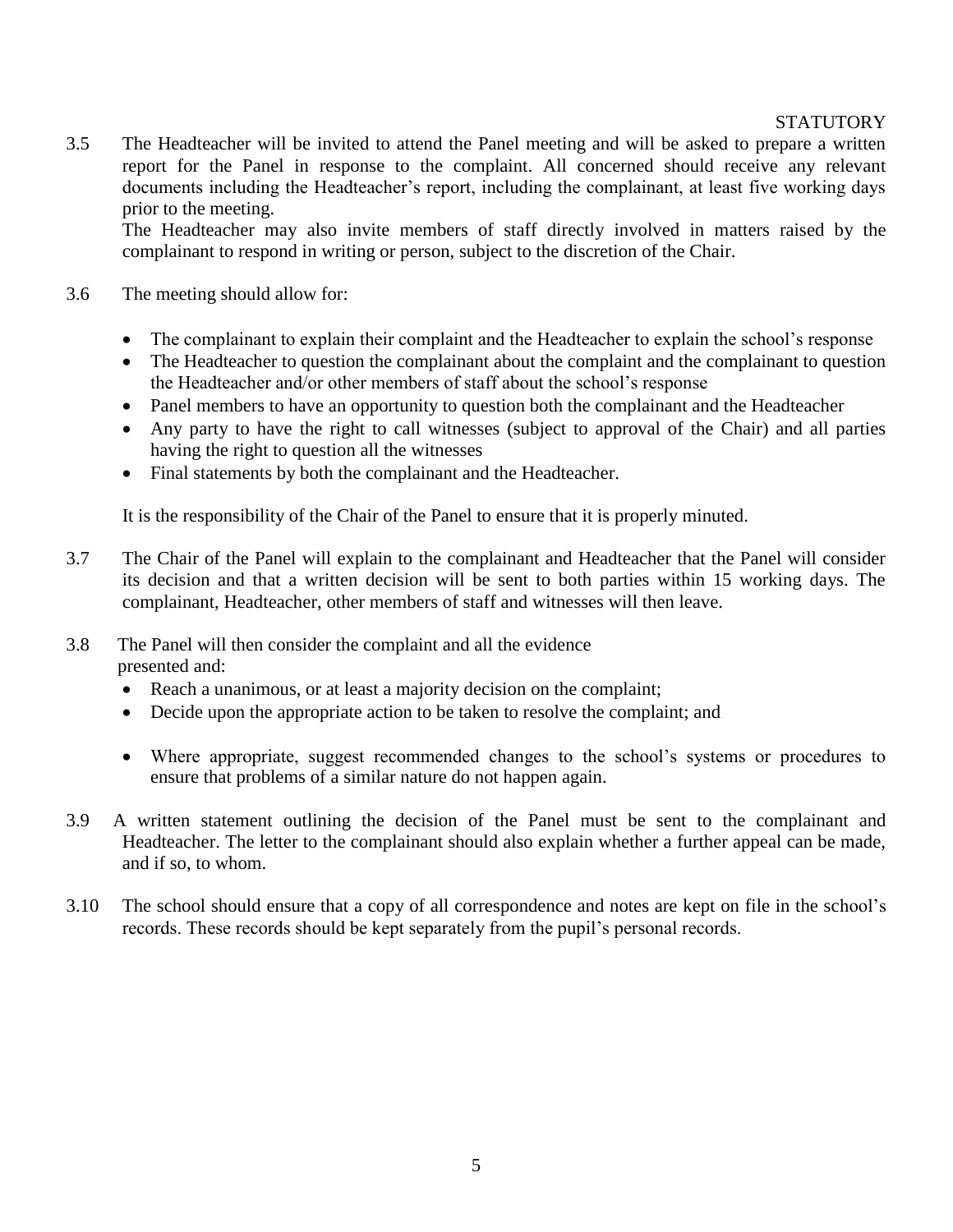STATUTORY

3.5 The Headteacher will be invited to attend the Panel meeting and will be asked to prepare a written report for the Panel in response to the complaint. All concerned should receive any relevant documents including the Headteacher's report, including the complainant, at least five working days prior to the meeting.
The Headteacher may also invite members of staff directly involved in matters raised by the complainant to respond in writing or person, subject to the discretion of the Chair.

3.6 The meeting should allow for:

- The complainant to explain their complaint and the Headteacher to explain the school's response
- The Headteacher to question the complainant about the complaint and the complainant to question the Headteacher and/or other members of staff about the school's response
- Panel members to have an opportunity to question both the complainant and the Headteacher
- Any party to have the right to call witnesses (subject to approval of the Chair) and all parties having the right to question all the witnesses
- Final statements by both the complainant and the Headteacher.

It is the responsibility of the Chair of the Panel to ensure that it is properly minuted.

3.7 The Chair of the Panel will explain to the complainant and Headteacher that the Panel will consider its decision and that a written decision will be sent to both parties within 15 working days. The complainant, Headteacher, other members of staff and witnesses will then leave.

3.8 The Panel will then consider the complaint and all the evidence presented and:

- Reach a unanimous, or at least a majority decision on the complaint;
- Decide upon the appropriate action to be taken to resolve the complaint; and
- Where appropriate, suggest recommended changes to the school's systems or procedures to ensure that problems of a similar nature do not happen again.

3.9 A written statement outlining the decision of the Panel must be sent to the complainant and Headteacher. The letter to the complainant should also explain whether a further appeal can be made, and if so, to whom.

3.10 The school should ensure that a copy of all correspondence and notes are kept on file in the school's records. These records should be kept separately from the pupil's personal records.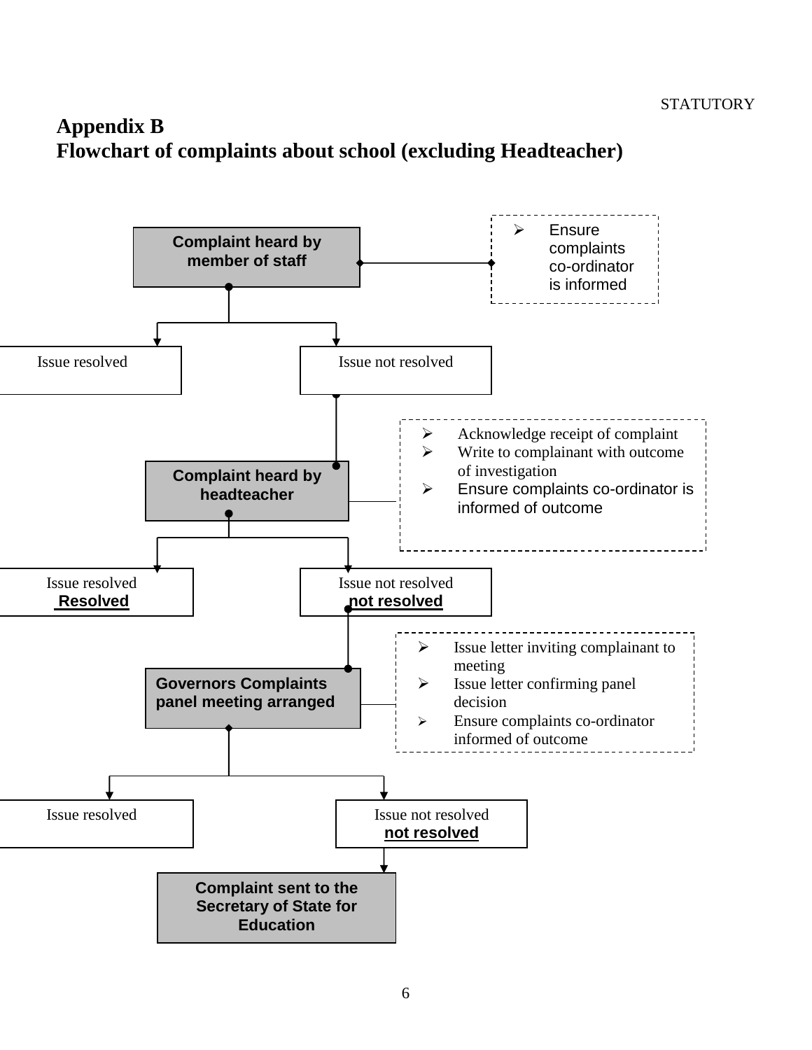STATUTORY

## Appendix B
## Flowchart of complaints about school (excluding Headteacher)

**Complaint heard by member of staff**

- Ensure complaints co-ordinator is informed

Issue resolved

Issue not resolved

**Complaint heard by headteacher**

- Acknowledge receipt of complaint
- Write to complainant with outcome of investigation
- Ensure complaints co-ordinator is informed of outcome

Issue resolved
**Resolved**

Issue not resolved
**not resolved**

**Governors Complaints panel meeting arranged**

- Issue letter inviting complainant to meeting
- Issue letter confirming panel decision
- Ensure complaints co-ordinator informed of outcome

Issue resolved

Issue not resolved
**not resolved**

**Complaint sent to the Secretary of State for Education**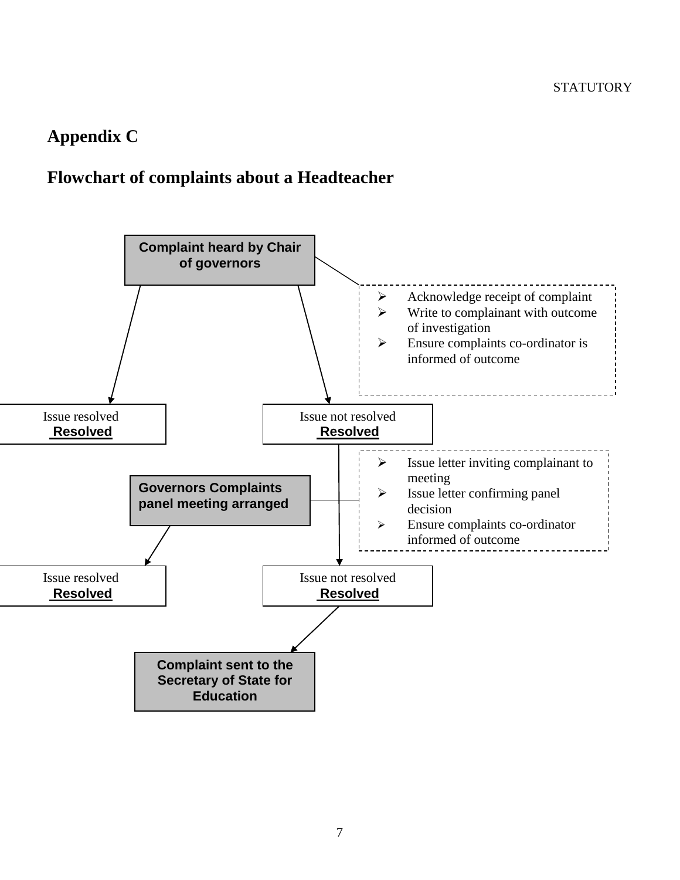STATUTORY

# Appendix C

## Flowchart of complaints about a Headteacher

**Complaint heard by Chair of governors**

- Acknowledge receipt of complaint
- Write to complainant with outcome of investigation
- Ensure complaints co-ordinator is informed of outcome

Issue resolved
**Resolved**

Issue not resolved
**Resolved**

**Governors Complaints panel meeting arranged**

- Issue letter inviting complainant to meeting
- Issue letter confirming panel decision
- Ensure complaints co-ordinator informed of outcome

Issue resolved
**Resolved**

Issue not resolved
**Resolved**

**Complaint sent to the Secretary of State for Education**